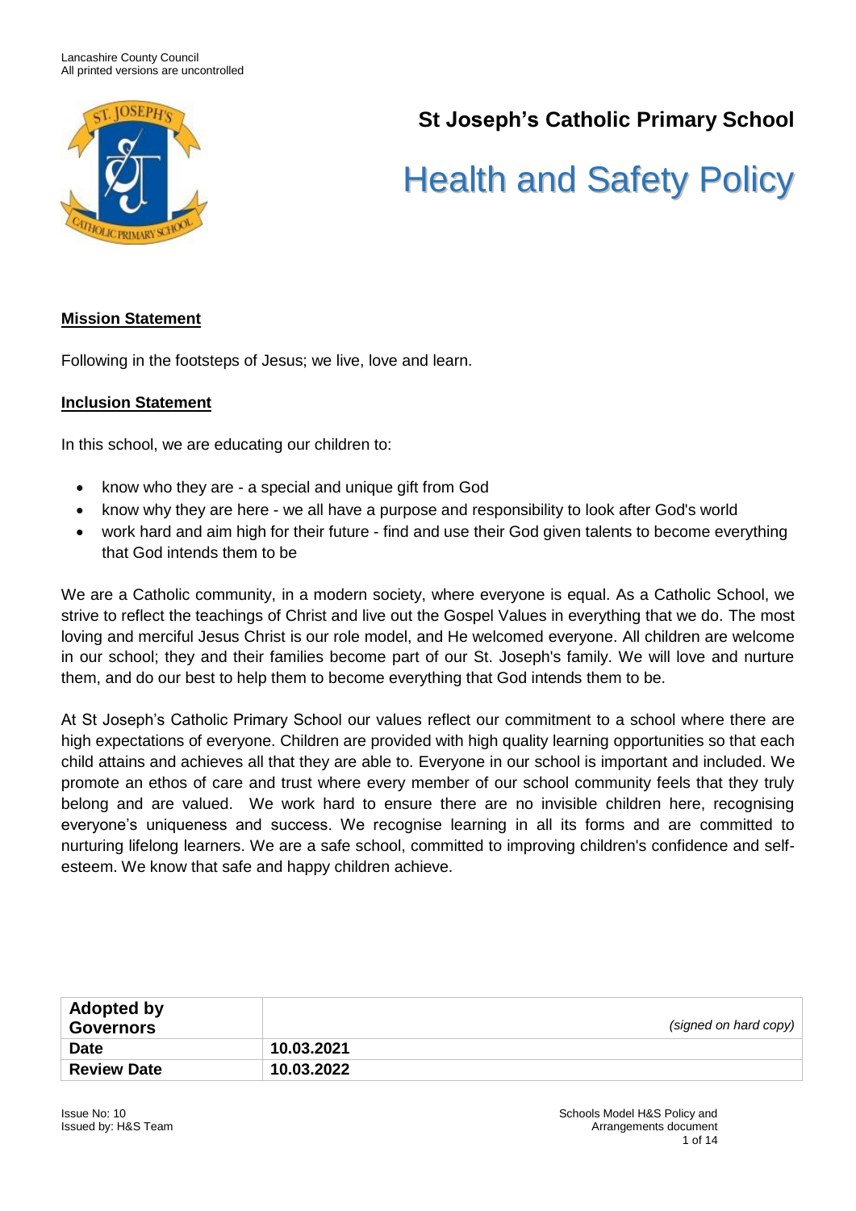# St Joseph's Catholic Primary School

# Health and Safety Policy

**Mission Statement**

Following in the footsteps of Jesus; we live, love and learn.

**Inclusion Statement**

In this school, we are educating our children to:

- know who they are - a special and unique gift from God
- know why they are here - we all have a purpose and responsibility to look after God's world
- work hard and aim high for their future - find and use their God given talents to become everything that God intends them to be

We are a Catholic community, in a modern society, where everyone is equal. As a Catholic School, we strive to reflect the teachings of Christ and live out the Gospel Values in everything that we do. The most loving and merciful Jesus Christ is our role model, and He welcomed everyone. All children are welcome in our school; they and their families become part of our St. Joseph's family. We will love and nurture them, and do our best to help them to become everything that God intends them to be.

At St Joseph's Catholic Primary School our values reflect our commitment to a school where there are high expectations of everyone. Children are provided with high quality learning opportunities so that each child attains and achieves all that they are able to. Everyone in our school is important and included. We promote an ethos of care and trust where every member of our school community feels that they truly belong and are valued. We work hard to ensure there are no invisible children here, recognising everyone's uniqueness and success. We recognise learning in all its forms and are committed to nurturing lifelong learners. We are a safe school, committed to improving children's confidence and self-esteem. We know that safe and happy children achieve.

| **Adopted by Governors** | *(signed on hard copy)* |
| --- | --- |
| **Date** | **10.03.2021** |
| **Review Date** | **10.03.2022** |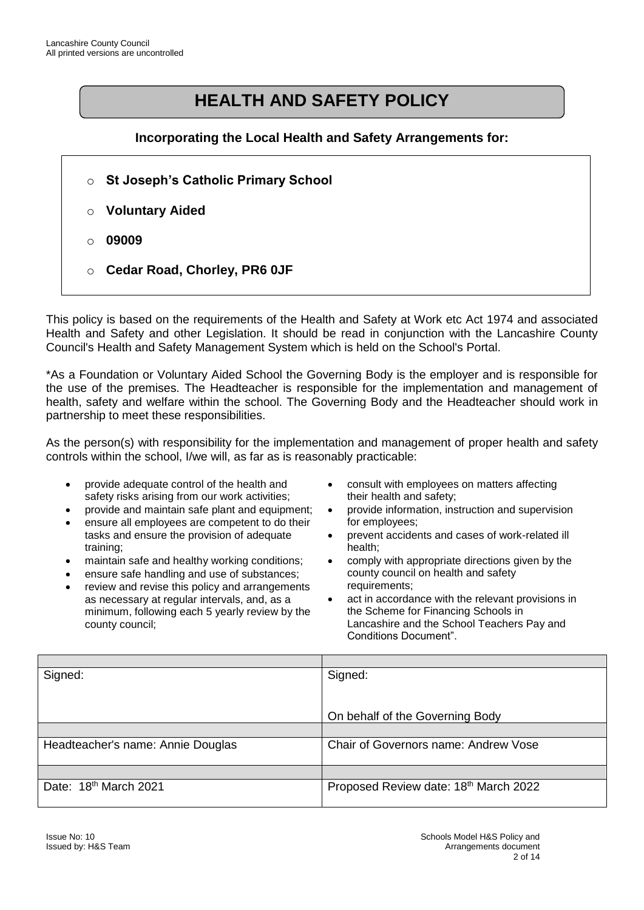# HEALTH AND SAFETY POLICY

### Incorporating the Local Health and Safety Arrangements for:

- **St Joseph's Catholic Primary School**
- **Voluntary Aided**
- **09009**
- **Cedar Road, Chorley, PR6 0JF**

This policy is based on the requirements of the Health and Safety at Work etc Act 1974 and associated Health and Safety and other Legislation. It should be read in conjunction with the Lancashire County Council's Health and Safety Management System which is held on the School's Portal.

*As a Foundation or Voluntary Aided School the Governing Body is the employer and is responsible for the use of the premises. The Headteacher is responsible for the implementation and management of health, safety and welfare within the school. The Governing Body and the Headteacher should work in partnership to meet these responsibilities.

As the person(s) with responsibility for the implementation and management of proper health and safety controls within the school, I/we will, as far as is reasonably practicable:

- provide adequate control of the health and safety risks arising from our work activities;
- provide and maintain safe plant and equipment;
- ensure all employees are competent to do their tasks and ensure the provision of adequate training;
- maintain safe and healthy working conditions;
- ensure safe handling and use of substances;
- review and revise this policy and arrangements as necessary at regular intervals, and, as a minimum, following each 5 yearly review by the county council;
- consult with employees on matters affecting their health and safety;
- provide information, instruction and supervision for employees;
- prevent accidents and cases of work-related ill health;
- comply with appropriate directions given by the county council on health and safety requirements;
- act in accordance with the relevant provisions in the Scheme for Financing Schools in Lancashire and the School Teachers Pay and Conditions Document".

| | |
|---|---|
| Signed: | Signed:<br><br>On behalf of the Governing Body |
| | |
| Headteacher's name: Annie Douglas | Chair of Governors name: Andrew Vose |
| | |
| Date: 18th March 2021 | Proposed Review date: 18th March 2022 |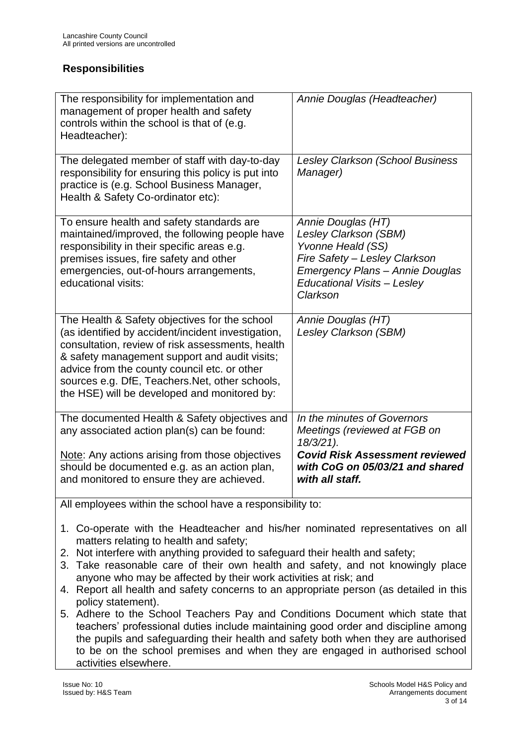## Responsibilities

| | |
|---|---|
| The responsibility for implementation and management of proper health and safety controls within the school is that of (e.g. Headteacher): | *Annie Douglas (Headteacher)* |
| The delegated member of staff with day-to-day responsibility for ensuring this policy is put into practice is (e.g. School Business Manager, Health & Safety Co-ordinator etc): | *Lesley Clarkson (School Business Manager)* |
| To ensure health and safety standards are maintained/improved, the following people have responsibility in their specific areas e.g. premises issues, fire safety and other emergencies, out-of-hours arrangements, educational visits: | *Annie Douglas (HT)*<br>*Lesley Clarkson (SBM)*<br>*Yvonne Heald (SS)*<br>*Fire Safety – Lesley Clarkson*<br>*Emergency Plans – Annie Douglas*<br>*Educational Visits – Lesley Clarkson* |
| The Health & Safety objectives for the school (as identified by accident/incident investigation, consultation, review of risk assessments, health & safety management support and audit visits; advice from the county council etc. or other sources e.g. DfE, Teachers.Net, other schools, the HSE) will be developed and monitored by: | *Annie Douglas (HT)*<br>*Lesley Clarkson (SBM)* |
| The documented Health & Safety objectives and any associated action plan(s) can be found:<br><br>Note: Any actions arising from those objectives should be documented e.g. as an action plan, and monitored to ensure they are achieved. | *In the minutes of Governors Meetings (reviewed at FGB on 18/3/21).*<br>***Covid Risk Assessment reviewed with CoG on 05/03/21 and shared with all staff.*** |

All employees within the school have a responsibility to:

1. Co-operate with the Headteacher and his/her nominated representatives on all matters relating to health and safety;
2. Not interfere with anything provided to safeguard their health and safety;
3. Take reasonable care of their own health and safety, and not knowingly place anyone who may be affected by their work activities at risk; and
4. Report all health and safety concerns to an appropriate person (as detailed in this policy statement).
5. Adhere to the School Teachers Pay and Conditions Document which state that teachers' professional duties include maintaining good order and discipline among the pupils and safeguarding their health and safety both when they are authorised to be on the school premises and when they are engaged in authorised school activities elsewhere.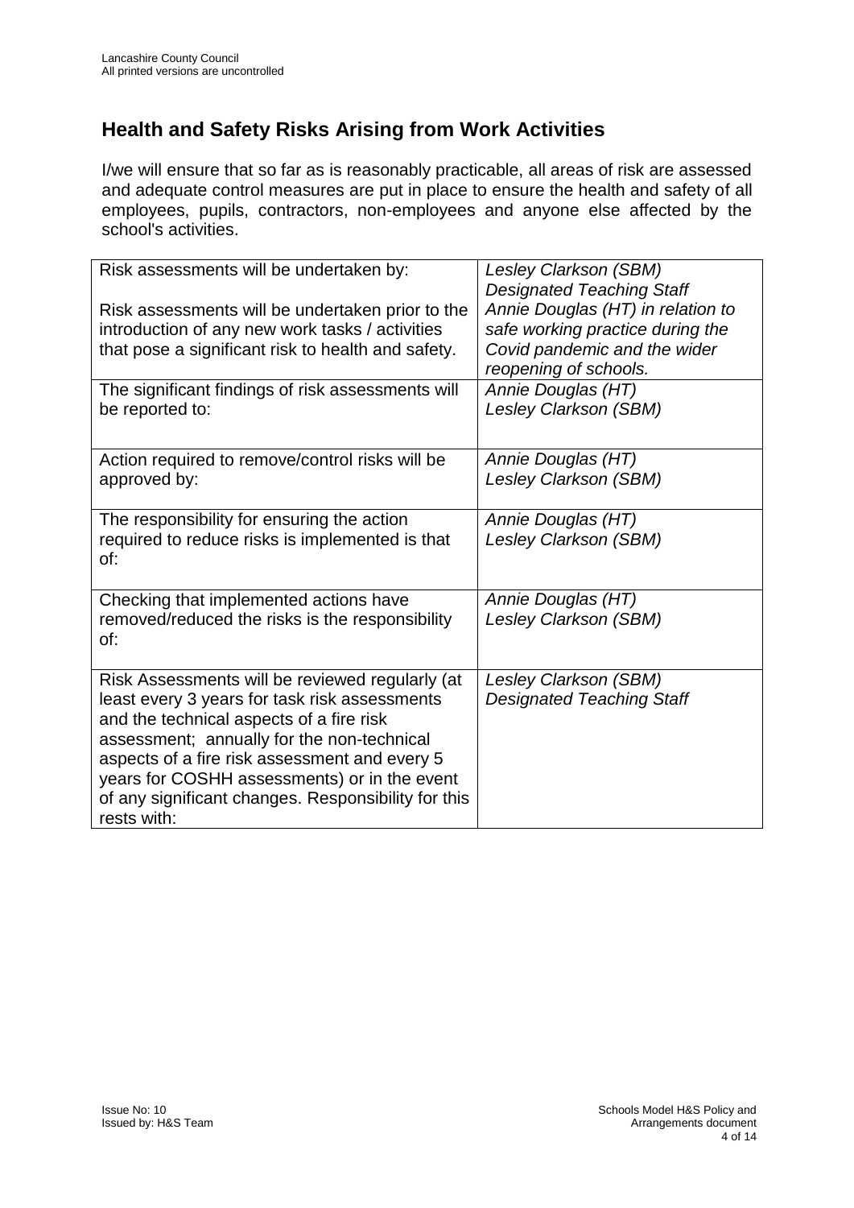## Health and Safety Risks Arising from Work Activities

I/we will ensure that so far as is reasonably practicable, all areas of risk are assessed and adequate control measures are put in place to ensure the health and safety of all employees, pupils, contractors, non-employees and anyone else affected by the school's activities.

| | |
|---|---|
| Risk assessments will be undertaken by:<br><br>Risk assessments will be undertaken prior to the introduction of any new work tasks / activities that pose a significant risk to health and safety. | *Lesley Clarkson (SBM)*<br>*Designated Teaching Staff*<br>*Annie Douglas (HT) in relation to safe working practice during the Covid pandemic and the wider reopening of schools.* |
| The significant findings of risk assessments will be reported to: | *Annie Douglas (HT)*<br>*Lesley Clarkson (SBM)* |
| Action required to remove/control risks will be approved by: | *Annie Douglas (HT)*<br>*Lesley Clarkson (SBM)* |
| The responsibility for ensuring the action required to reduce risks is implemented is that of: | *Annie Douglas (HT)*<br>*Lesley Clarkson (SBM)* |
| Checking that implemented actions have removed/reduced the risks is the responsibility of: | *Annie Douglas (HT)*<br>*Lesley Clarkson (SBM)* |
| Risk Assessments will be reviewed regularly (at least every 3 years for task risk assessments and the technical aspects of a fire risk assessment; annually for the non-technical aspects of a fire risk assessment and every 5 years for COSHH assessments) or in the event of any significant changes. Responsibility for this rests with: | *Lesley Clarkson (SBM)*<br>*Designated Teaching Staff* |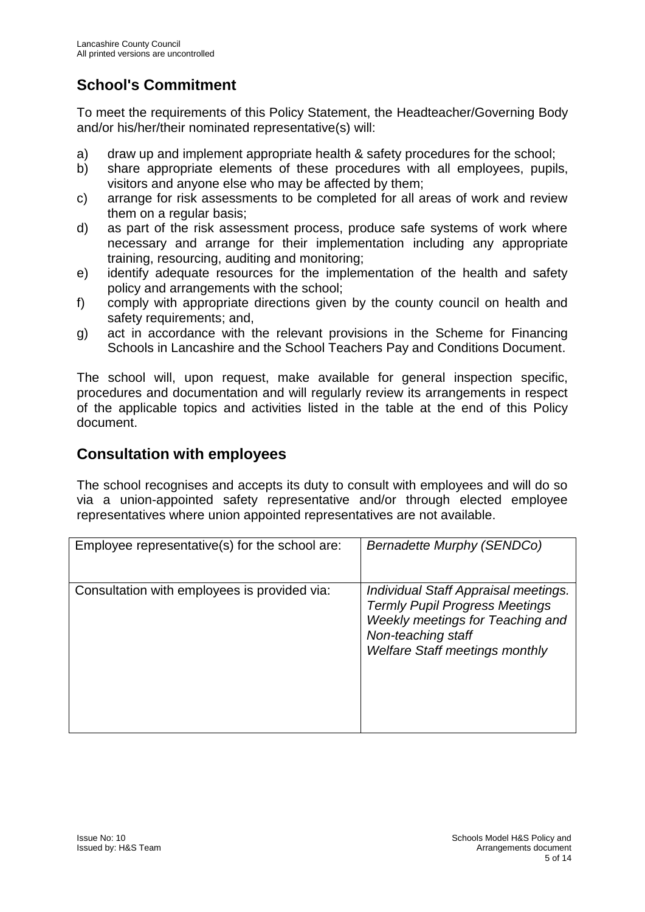## School's Commitment

To meet the requirements of this Policy Statement, the Headteacher/Governing Body and/or his/her/their nominated representative(s) will:

a) draw up and implement appropriate health & safety procedures for the school;
b) share appropriate elements of these procedures with all employees, pupils, visitors and anyone else who may be affected by them;
c) arrange for risk assessments to be completed for all areas of work and review them on a regular basis;
d) as part of the risk assessment process, produce safe systems of work where necessary and arrange for their implementation including any appropriate training, resourcing, auditing and monitoring;
e) identify adequate resources for the implementation of the health and safety policy and arrangements with the school;
f) comply with appropriate directions given by the county council on health and safety requirements; and,
g) act in accordance with the relevant provisions in the Scheme for Financing Schools in Lancashire and the School Teachers Pay and Conditions Document.

The school will, upon request, make available for general inspection specific, procedures and documentation and will regularly review its arrangements in respect of the applicable topics and activities listed in the table at the end of this Policy document.

## Consultation with employees

The school recognises and accepts its duty to consult with employees and will do so via a union-appointed safety representative and/or through elected employee representatives where union appointed representatives are not available.

| | |
|---|---|
| Employee representative(s) for the school are: | *Bernadette Murphy (SENDCo)* |
| Consultation with employees is provided via: | *Individual Staff Appraisal meetings.*<br>*Termly Pupil Progress Meetings*<br>*Weekly meetings for Teaching and Non-teaching staff*<br>*Welfare Staff meetings monthly* |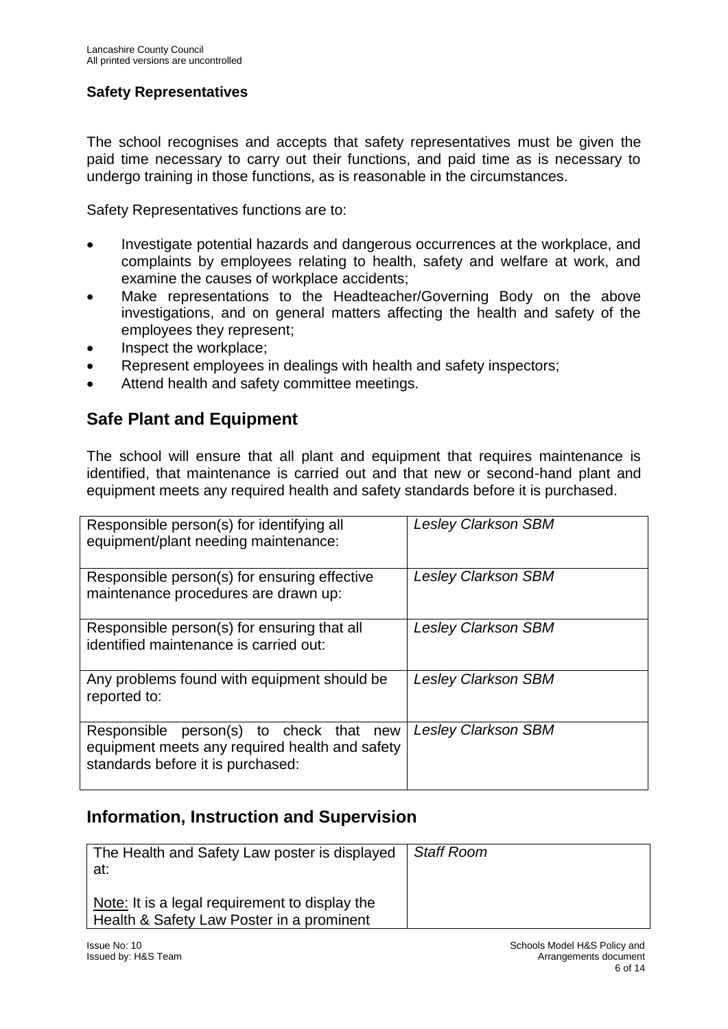### Safety Representatives

The school recognises and accepts that safety representatives must be given the paid time necessary to carry out their functions, and paid time as is necessary to undergo training in those functions, as is reasonable in the circumstances.

Safety Representatives functions are to:

- Investigate potential hazards and dangerous occurrences at the workplace, and complaints by employees relating to health, safety and welfare at work, and examine the causes of workplace accidents;
- Make representations to the Headteacher/Governing Body on the above investigations, and on general matters affecting the health and safety of the employees they represent;
- Inspect the workplace;
- Represent employees in dealings with health and safety inspectors;
- Attend health and safety committee meetings.

## Safe Plant and Equipment

The school will ensure that all plant and equipment that requires maintenance is identified, that maintenance is carried out and that new or second-hand plant and equipment meets any required health and safety standards before it is purchased.

| | |
|---|---|
| Responsible person(s) for identifying all equipment/plant needing maintenance: | *Lesley Clarkson SBM* |
| Responsible person(s) for ensuring effective maintenance procedures are drawn up: | *Lesley Clarkson SBM* |
| Responsible person(s) for ensuring that all identified maintenance is carried out: | *Lesley Clarkson SBM* |
| Any problems found with equipment should be reported to: | *Lesley Clarkson SBM* |
| Responsible person(s) to check that new equipment meets any required health and safety standards before it is purchased: | *Lesley Clarkson SBM* |

## Information, Instruction and Supervision

| | |
|---|---|
| The Health and Safety Law poster is displayed at:<br><br>Note: It is a legal requirement to display the Health & Safety Law Poster in a prominent | *Staff Room* |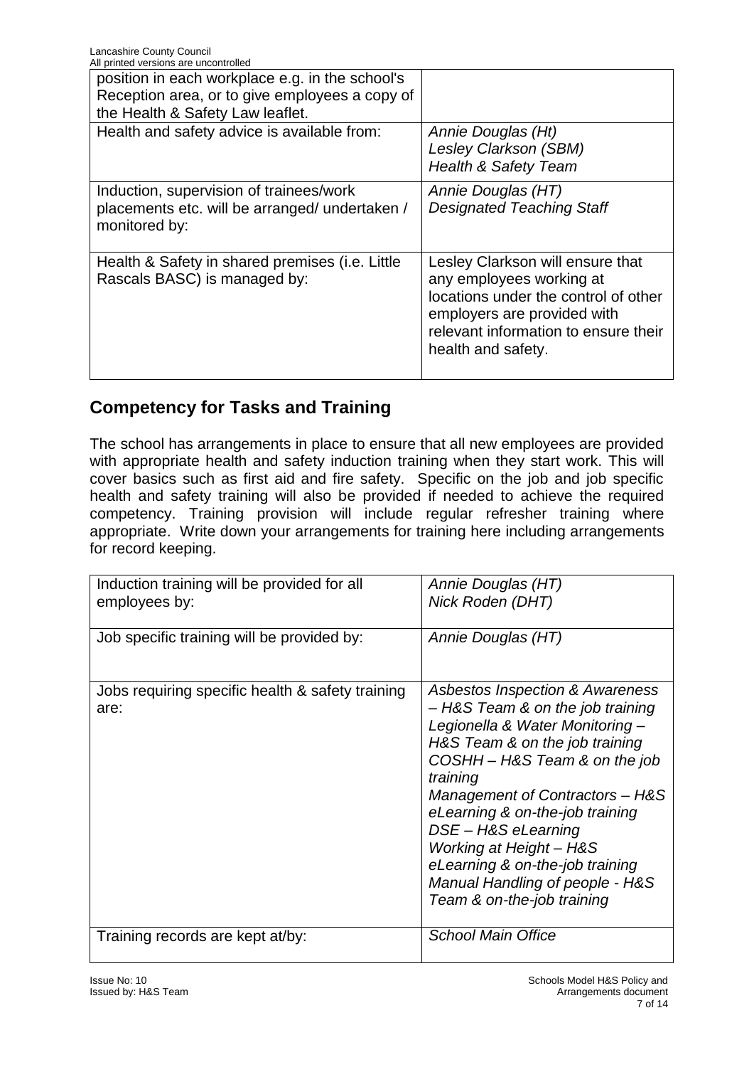| | |
|---|---|
| position in each workplace e.g. in the school's Reception area, or to give employees a copy of the Health & Safety Law leaflet. | |
| Health and safety advice is available from: | *Annie Douglas (Ht)*<br>*Lesley Clarkson (SBM)*<br>*Health & Safety Team* |
| Induction, supervision of trainees/work placements etc. will be arranged/ undertaken / monitored by: | *Annie Douglas (HT)*<br>*Designated Teaching Staff* |
| Health & Safety in shared premises (i.e. Little Rascals BASC) is managed by: | Lesley Clarkson will ensure that any employees working at locations under the control of other employers are provided with relevant information to ensure their health and safety. |

## Competency for Tasks and Training

The school has arrangements in place to ensure that all new employees are provided with appropriate health and safety induction training when they start work. This will cover basics such as first aid and fire safety. Specific on the job and job specific health and safety training will also be provided if needed to achieve the required competency. Training provision will include regular refresher training where appropriate. Write down your arrangements for training here including arrangements for record keeping.

| | |
|---|---|
| Induction training will be provided for all employees by: | *Annie Douglas (HT)*<br>*Nick Roden (DHT)* |
| Job specific training will be provided by: | *Annie Douglas (HT)* |
| Jobs requiring specific health & safety training are: | *Asbestos Inspection & Awareness – H&S Team & on the job training*<br>*Legionella & Water Monitoring – H&S Team & on the job training*<br>*COSHH – H&S Team & on the job training*<br>*Management of Contractors – H&S eLearning & on-the-job training*<br>*DSE – H&S eLearning*<br>*Working at Height – H&S eLearning & on-the-job training*<br>*Manual Handling of people - H&S Team & on-the-job training* |
| Training records are kept at/by: | *School Main Office* |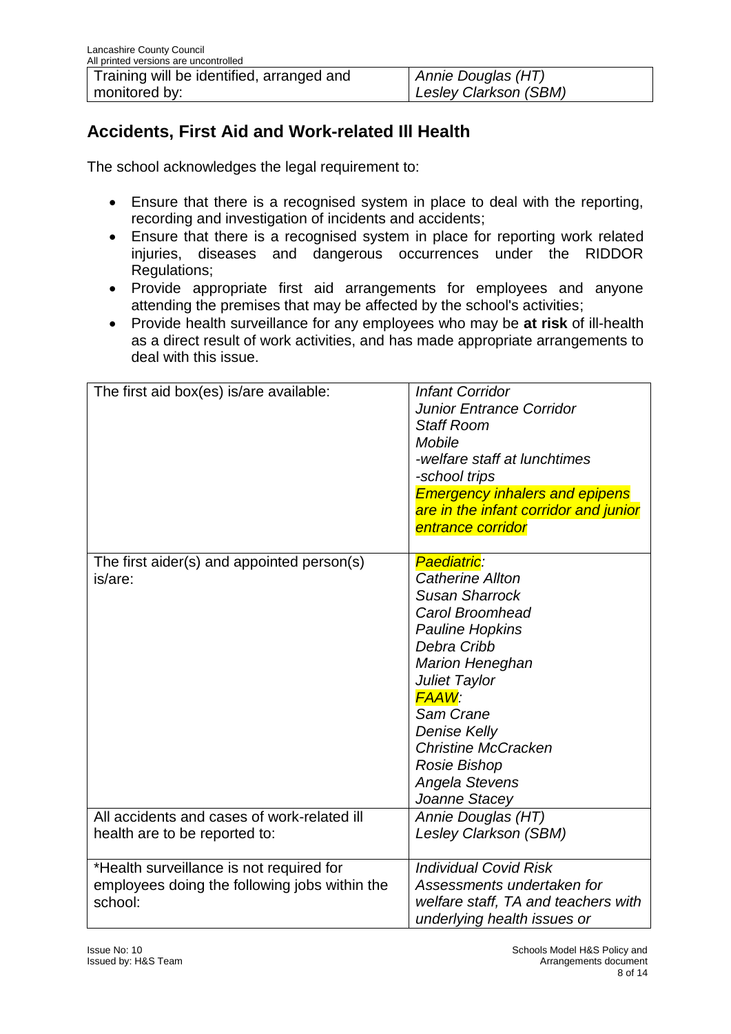| Training will be identified, arranged and monitored by: | *Annie Douglas (HT)*<br>*Lesley Clarkson (SBM)* |
|---|---|

## Accidents, First Aid and Work-related Ill Health

The school acknowledges the legal requirement to:

- Ensure that there is a recognised system in place to deal with the reporting, recording and investigation of incidents and accidents;
- Ensure that there is a recognised system in place for reporting work related injuries, diseases and dangerous occurrences under the RIDDOR Regulations;
- Provide appropriate first aid arrangements for employees and anyone attending the premises that may be affected by the school's activities;
- Provide health surveillance for any employees who may be **at risk** of ill-health as a direct result of work activities, and has made appropriate arrangements to deal with this issue.

| The first aid box(es) is/are available: | *Infant Corridor*<br>*Junior Entrance Corridor*<br>*Staff Room*<br>*Mobile*<br>*-welfare staff at lunchtimes*<br>*-school trips*<br>*Emergency inhalers and epipens are in the infant corridor and junior entrance corridor* |
|---|---|
| The first aider(s) and appointed person(s) is/are: | *Paediatric:*<br>*Catherine Allton*<br>*Susan Sharrock*<br>*Carol Broomhead*<br>*Pauline Hopkins*<br>*Debra Cribb*<br>*Marion Heneghan*<br>*Juliet Taylor*<br>*FAAW:*<br>*Sam Crane*<br>*Denise Kelly*<br>*Christine McCracken*<br>*Rosie Bishop*<br>*Angela Stevens*<br>*Joanne Stacey* |
| All accidents and cases of work-related ill health are to be reported to: | *Annie Douglas (HT)*<br>*Lesley Clarkson (SBM)* |
| *Health surveillance is not required for employees doing the following jobs within the school: | *Individual Covid Risk Assessments undertaken for welfare staff, TA and teachers with underlying health issues or* |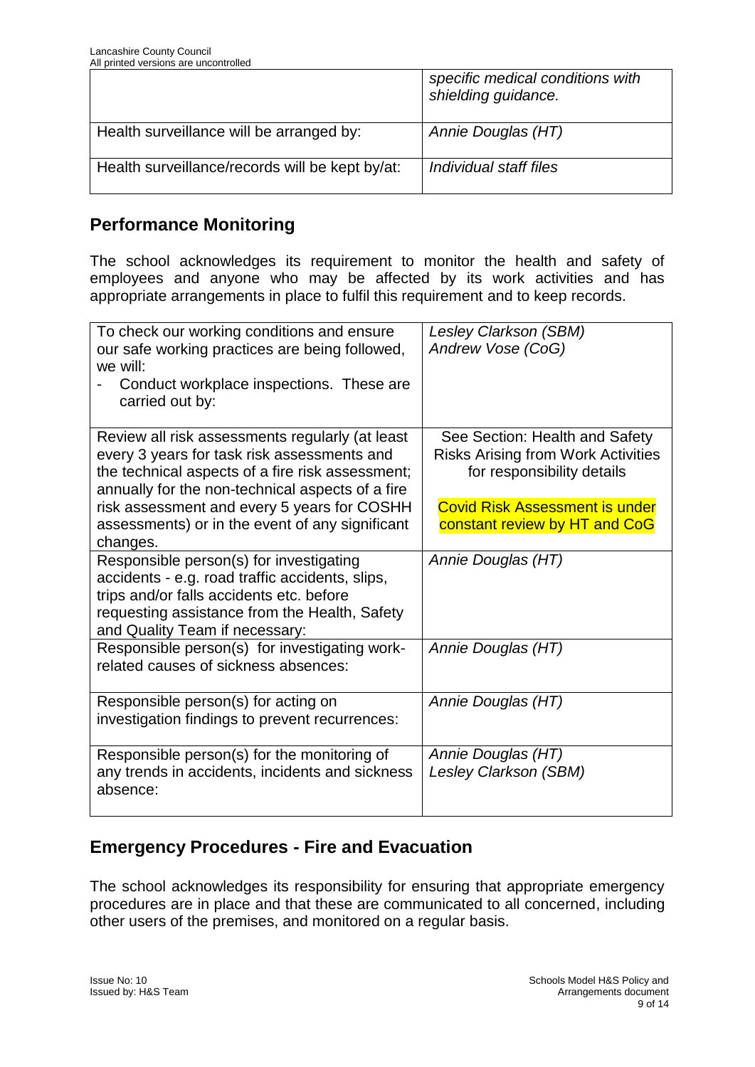| | |
|---|---|
| | *specific medical conditions with shielding guidance.* |
| Health surveillance will be arranged by: | *Annie Douglas (HT)* |
| Health surveillance/records will be kept by/at: | *Individual staff files* |

## Performance Monitoring

The school acknowledges its requirement to monitor the health and safety of employees and anyone who may be affected by its work activities and has appropriate arrangements in place to fulfil this requirement and to keep records.

| | |
|---|---|
| To check our working conditions and ensure our safe working practices are being followed, we will:<br>- Conduct workplace inspections. These are carried out by: | *Lesley Clarkson (SBM)*<br>*Andrew Vose (CoG)* |
| Review all risk assessments regularly (at least every 3 years for task risk assessments and the technical aspects of a fire risk assessment; annually for the non-technical aspects of a fire risk assessment and every 5 years for COSHH assessments) or in the event of any significant changes. | See Section: Health and Safety Risks Arising from Work Activities for responsibility details<br><br>Covid Risk Assessment is under constant review by HT and CoG |
| Responsible person(s) for investigating accidents - e.g. road traffic accidents, slips, trips and/or falls accidents etc. before requesting assistance from the Health, Safety and Quality Team if necessary: | *Annie Douglas (HT)* |
| Responsible person(s) for investigating work-related causes of sickness absences: | *Annie Douglas (HT)* |
| Responsible person(s) for acting on investigation findings to prevent recurrences: | *Annie Douglas (HT)* |
| Responsible person(s) for the monitoring of any trends in accidents, incidents and sickness absence: | *Annie Douglas (HT)*<br>*Lesley Clarkson (SBM)* |

## Emergency Procedures - Fire and Evacuation

The school acknowledges its responsibility for ensuring that appropriate emergency procedures are in place and that these are communicated to all concerned, including other users of the premises, and monitored on a regular basis.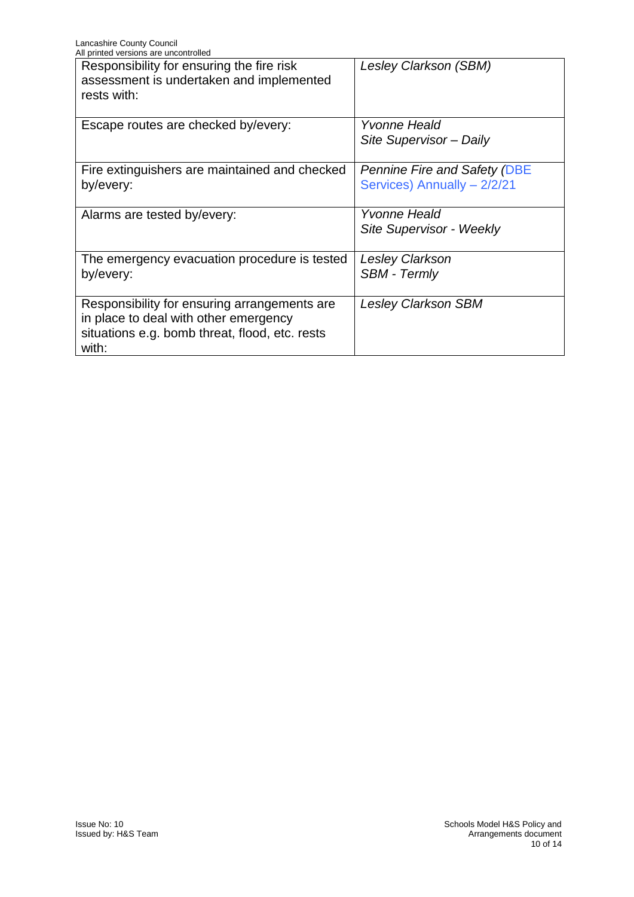| Responsibility for ensuring the fire risk assessment is undertaken and implemented rests with: | *Lesley Clarkson (SBM)* |
|---|---|
| Escape routes are checked by/every: | *Yvonne Heald*<br>*Site Supervisor – Daily* |
| Fire extinguishers are maintained and checked by/every: | *Pennine Fire and Safety (*DBE Services) Annually – 2/2/21 |
| Alarms are tested by/every: | *Yvonne Heald*<br>*Site Supervisor - Weekly* |
| The emergency evacuation procedure is tested by/every: | *Lesley Clarkson*<br>*SBM - Termly* |
| Responsibility for ensuring arrangements are in place to deal with other emergency situations e.g. bomb threat, flood, etc. rests with: | *Lesley Clarkson SBM* |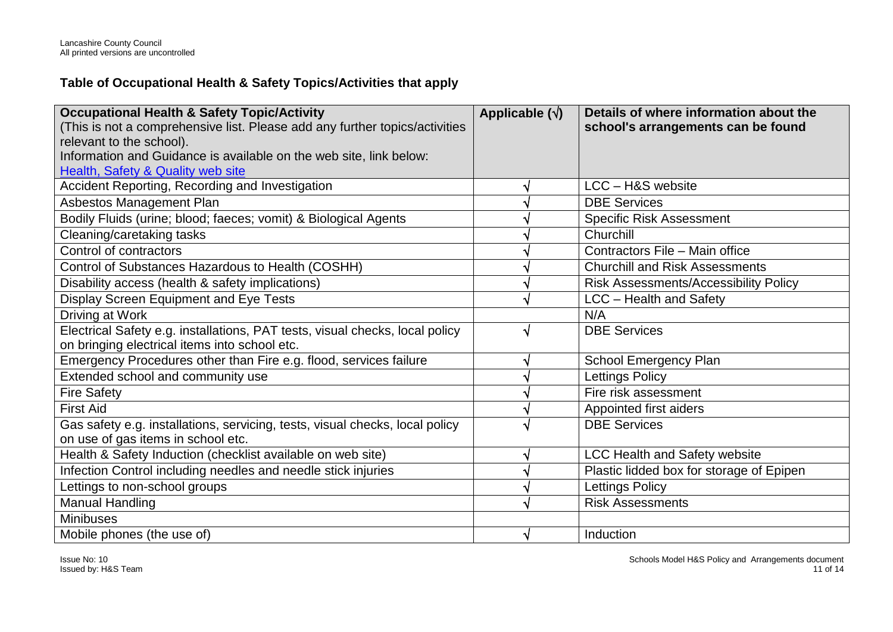## Table of Occupational Health & Safety Topics/Activities that apply

| Occupational Health & Safety Topic/Activity (This is not a comprehensive list. Please add any further topics/activities relevant to the school). Information and Guidance is available on the web site, link below: [Health, Safety & Quality web site]() | Applicable (√) | Details of where information about the school's arrangements can be found |
|---|---|---|
| Accident Reporting, Recording and Investigation | √ | LCC – H&S website |
| Asbestos Management Plan | √ | DBE Services |
| Bodily Fluids (urine; blood; faeces; vomit) & Biological Agents | √ | Specific Risk Assessment |
| Cleaning/caretaking tasks | √ | Churchill |
| Control of contractors | √ | Contractors File – Main office |
| Control of Substances Hazardous to Health (COSHH) | √ | Churchill and Risk Assessments |
| Disability access (health & safety implications) | √ | Risk Assessments/Accessibility Policy |
| Display Screen Equipment and Eye Tests | √ | LCC – Health and Safety |
| Driving at Work | | N/A |
| Electrical Safety e.g. installations, PAT tests, visual checks, local policy on bringing electrical items into school etc. | √ | DBE Services |
| Emergency Procedures other than Fire e.g. flood, services failure | √ | School Emergency Plan |
| Extended school and community use | √ | Lettings Policy |
| Fire Safety | √ | Fire risk assessment |
| First Aid | √ | Appointed first aiders |
| Gas safety e.g. installations, servicing, tests, visual checks, local policy on use of gas items in school etc. | √ | DBE Services |
| Health & Safety Induction (checklist available on web site) | √ | LCC Health and Safety website |
| Infection Control including needles and needle stick injuries | √ | Plastic lidded box for storage of Epipen |
| Lettings to non-school groups | √ | Lettings Policy |
| Manual Handling | √ | Risk Assessments |
| Minibuses | | |
| Mobile phones (the use of) | √ | Induction |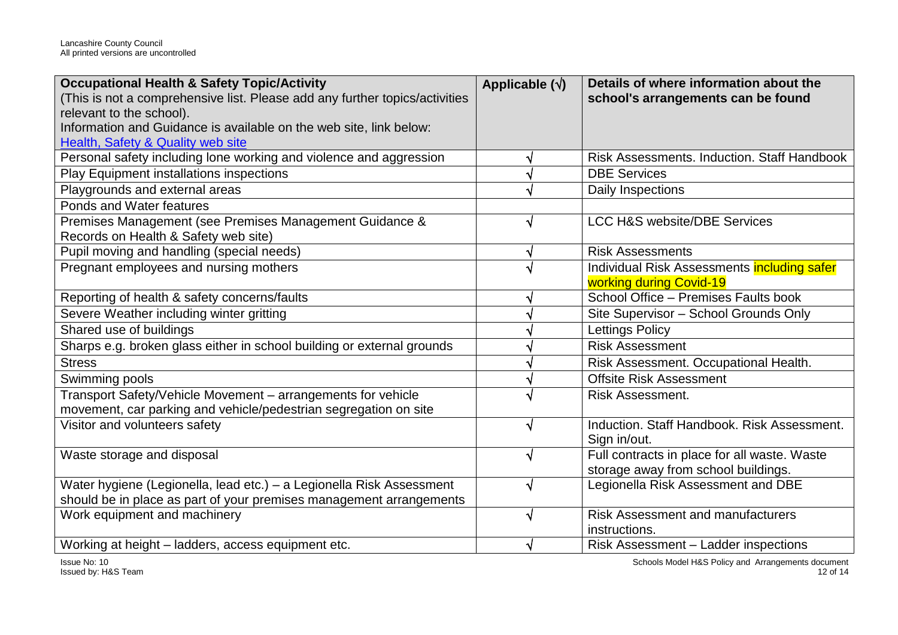| **Occupational Health & Safety Topic/Activity** (This is not a comprehensive list. Please add any further topics/activities relevant to the school). Information and Guidance is available on the web site, link below: [Health, Safety & Quality web site]() | **Applicable (√)** | **Details of where information about the school's arrangements can be found** |
|---|---|---|
| Personal safety including lone working and violence and aggression | √ | Risk Assessments. Induction. Staff Handbook |
| Play Equipment installations inspections | √ | DBE Services |
| Playgrounds and external areas | √ | Daily Inspections |
| Ponds and Water features | | |
| Premises Management (see Premises Management Guidance & Records on Health & Safety web site) | √ | LCC H&S website/DBE Services |
| Pupil moving and handling (special needs) | √ | Risk Assessments |
| Pregnant employees and nursing mothers | √ | Individual Risk Assessments including safer working during Covid-19 |
| Reporting of health & safety concerns/faults | √ | School Office – Premises Faults book |
| Severe Weather including winter gritting | √ | Site Supervisor – School Grounds Only |
| Shared use of buildings | √ | Lettings Policy |
| Sharps e.g. broken glass either in school building or external grounds | √ | Risk Assessment |
| Stress | √ | Risk Assessment. Occupational Health. |
| Swimming pools | √ | Offsite Risk Assessment |
| Transport Safety/Vehicle Movement – arrangements for vehicle movement, car parking and vehicle/pedestrian segregation on site | √ | Risk Assessment. |
| Visitor and volunteers safety | √ | Induction. Staff Handbook. Risk Assessment. Sign in/out. |
| Waste storage and disposal | √ | Full contracts in place for all waste. Waste storage away from school buildings. |
| Water hygiene (Legionella, lead etc.) – a Legionella Risk Assessment should be in place as part of your premises management arrangements | √ | Legionella Risk Assessment and DBE |
| Work equipment and machinery | √ | Risk Assessment and manufacturers instructions. |
| Working at height – ladders, access equipment etc. | √ | Risk Assessment – Ladder inspections |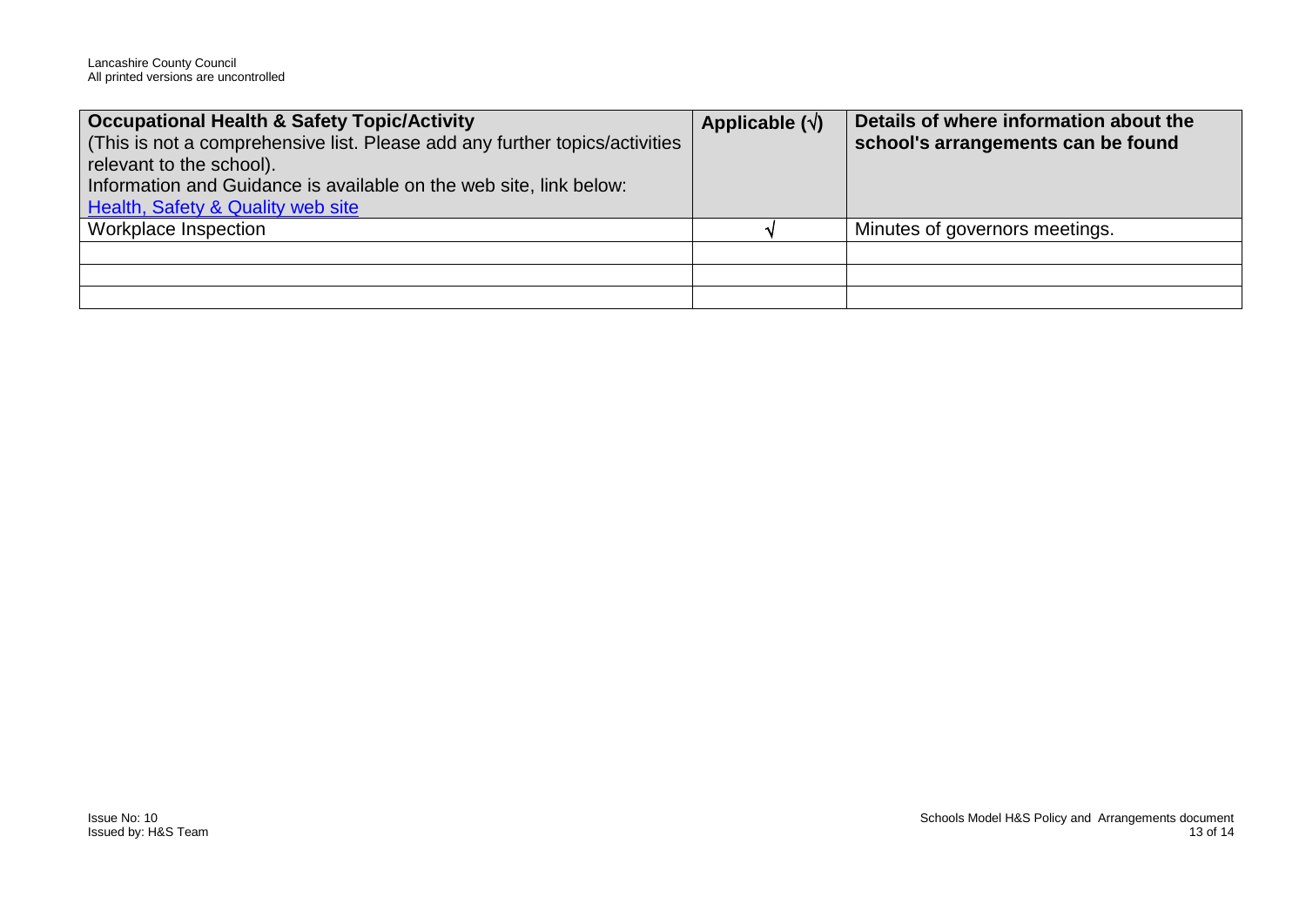| **Occupational Health & Safety Topic/Activity** (This is not a comprehensive list. Please add any further topics/activities relevant to the school). Information and Guidance is available on the web site, link below: [Health, Safety & Quality web site]() | **Applicable (√)** | **Details of where information about the school's arrangements can be found** |
|---|---|---|
| Workplace Inspection | √ | Minutes of governors meetings. |
| | | |
| | | |
| | | |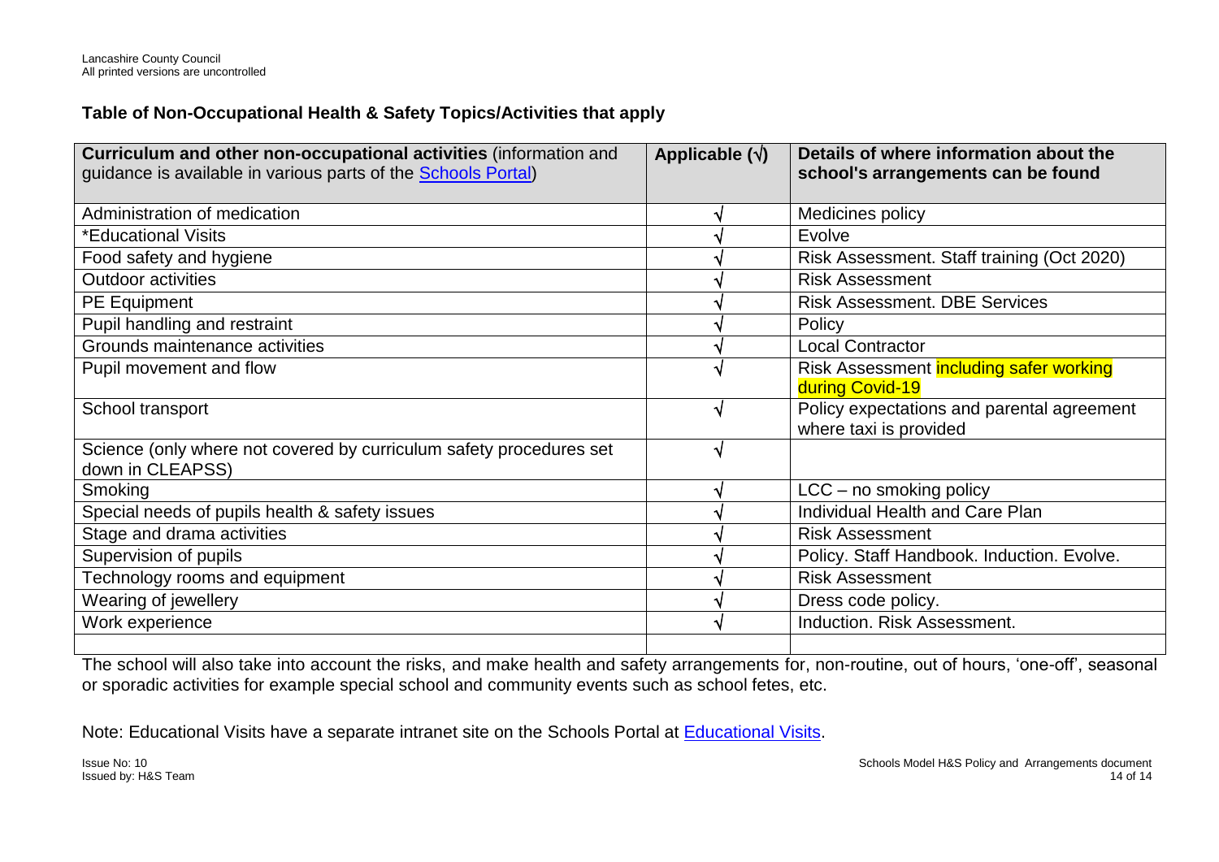### Table of Non-Occupational Health & Safety Topics/Activities that apply

| **Curriculum and other non-occupational activities** (information and guidance is available in various parts of the Schools Portal) | **Applicable (√)** | **Details of where information about the school's arrangements can be found** |
|---|---|---|
| Administration of medication | √ | Medicines policy |
| *Educational Visits | √ | Evolve |
| Food safety and hygiene | √ | Risk Assessment. Staff training (Oct 2020) |
| Outdoor activities | √ | Risk Assessment |
| PE Equipment | √ | Risk Assessment. DBE Services |
| Pupil handling and restraint | √ | Policy |
| Grounds maintenance activities | √ | Local Contractor |
| Pupil movement and flow | √ | Risk Assessment including safer working during Covid-19 |
| School transport | √ | Policy expectations and parental agreement where taxi is provided |
| Science (only where not covered by curriculum safety procedures set down in CLEAPSS) | √ | |
| Smoking | √ | LCC – no smoking policy |
| Special needs of pupils health & safety issues | √ | Individual Health and Care Plan |
| Stage and drama activities | √ | Risk Assessment |
| Supervision of pupils | √ | Policy. Staff Handbook. Induction. Evolve. |
| Technology rooms and equipment | √ | Risk Assessment |
| Wearing of jewellery | √ | Dress code policy. |
| Work experience | √ | Induction. Risk Assessment. |
| | | |

The school will also take into account the risks, and make health and safety arrangements for, non-routine, out of hours, 'one-off', seasonal or sporadic activities for example special school and community events such as school fetes, etc.

Note: Educational Visits have a separate intranet site on the Schools Portal at Educational Visits.